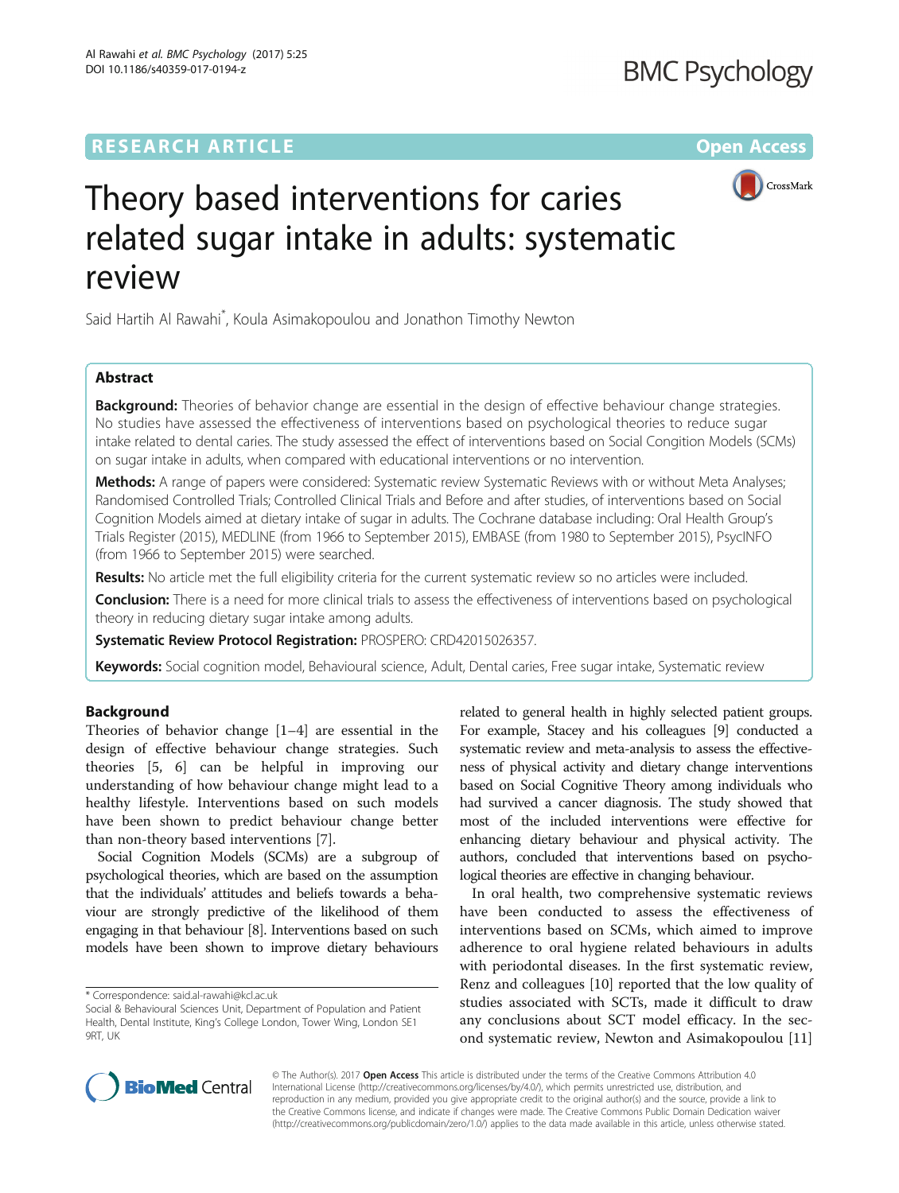RESEARCH ARTICLE

Open Access

# Theory based interventions for caries related sugar intake in adults: systematic review

Said Hartih Al Rawahi*, Koula Asimakopoulou and Jonathon Timothy Newton

## Abstract

**Background:** Theories of behavior change are essential in the design of effective behaviour change strategies. No studies have assessed the effectiveness of interventions based on psychological theories to reduce sugar intake related to dental caries. The study assessed the effect of interventions based on Social Congition Models (SCMs) on sugar intake in adults, when compared with educational interventions or no intervention.

**Methods:** A range of papers were considered: Systematic review Systematic Reviews with or without Meta Analyses; Randomised Controlled Trials; Controlled Clinical Trials and Before and after studies, of interventions based on Social Cognition Models aimed at dietary intake of sugar in adults. The Cochrane database including: Oral Health Group's Trials Register (2015), MEDLINE (from 1966 to September 2015), EMBASE (from 1980 to September 2015), PsycINFO (from 1966 to September 2015) were searched.

**Results:** No article met the full eligibility criteria for the current systematic review so no articles were included.

**Conclusion:** There is a need for more clinical trials to assess the effectiveness of interventions based on psychological theory in reducing dietary sugar intake among adults.

**Systematic Review Protocol Registration:** PROSPERO: CRD42015026357.

**Keywords:** Social cognition model, Behavioural science, Adult, Dental caries, Free sugar intake, Systematic review

## Background

Theories of behavior change [1–4] are essential in the design of effective behaviour change strategies. Such theories [5, 6] can be helpful in improving our understanding of how behaviour change might lead to a healthy lifestyle. Interventions based on such models have been shown to predict behaviour change better than non-theory based interventions [7].

Social Cognition Models (SCMs) are a subgroup of psychological theories, which are based on the assumption that the individuals' attitudes and beliefs towards a behaviour are strongly predictive of the likelihood of them engaging in that behaviour [8]. Interventions based on such models have been shown to improve dietary behaviours related to general health in highly selected patient groups. For example, Stacey and his colleagues [9] conducted a systematic review and meta-analysis to assess the effectiveness of physical activity and dietary change interventions based on Social Cognitive Theory among individuals who had survived a cancer diagnosis. The study showed that most of the included interventions were effective for enhancing dietary behaviour and physical activity. The authors, concluded that interventions based on psychological theories are effective in changing behaviour.

In oral health, two comprehensive systematic reviews have been conducted to assess the effectiveness of interventions based on SCMs, which aimed to improve adherence to oral hygiene related behaviours in adults with periodontal diseases. In the first systematic review, Renz and colleagues [10] reported that the low quality of studies associated with SCTs, made it difficult to draw any conclusions about SCT model efficacy. In the second systematic review, Newton and Asimakopoulou [11]

\* Correspondence: said.al-rawahi@kcl.ac.uk
Social & Behavioural Sciences Unit, Department of Population and Patient Health, Dental Institute, King's College London, Tower Wing, London SE1 9RT, UK

© The Author(s). 2017 **Open Access** This article is distributed under the terms of the Creative Commons Attribution 4.0 International License (http://creativecommons.org/licenses/by/4.0/), which permits unrestricted use, distribution, and reproduction in any medium, provided you give appropriate credit to the original author(s) and the source, provide a link to the Creative Commons license, and indicate if changes were made. The Creative Commons Public Domain Dedication waiver (http://creativecommons.org/publicdomain/zero/1.0/) applies to the data made available in this article, unless otherwise stated.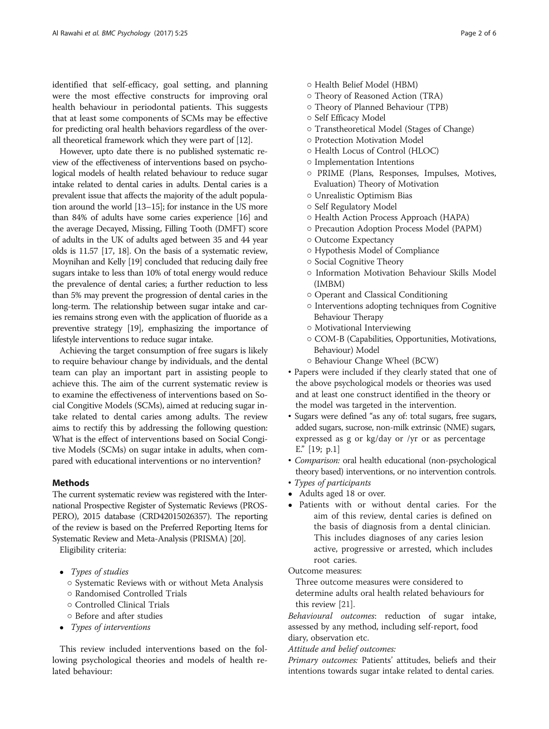identified that self-efficacy, goal setting, and planning were the most effective constructs for improving oral health behaviour in periodontal patients. This suggests that at least some components of SCMs may be effective for predicting oral health behaviors regardless of the overall theoretical framework which they were part of [12].

However, upto date there is no published systematic review of the effectiveness of interventions based on psychological models of health related behaviour to reduce sugar intake related to dental caries in adults. Dental caries is a prevalent issue that affects the majority of the adult population around the world [13–15]; for instance in the US more than 84% of adults have some caries experience [16] and the average Decayed, Missing, Filling Tooth (DMFT) score of adults in the UK of adults aged between 35 and 44 year olds is 11.57 [17, 18]. On the basis of a systematic review, Moynihan and Kelly [19] concluded that reducing daily free sugars intake to less than 10% of total energy would reduce the prevalence of dental caries; a further reduction to less than 5% may prevent the progression of dental caries in the long-term. The relationship between sugar intake and caries remains strong even with the application of fluoride as a preventive strategy [19], emphasizing the importance of lifestyle interventions to reduce sugar intake.

Achieving the target consumption of free sugars is likely to require behaviour change by individuals, and the dental team can play an important part in assisting people to achieve this. The aim of the current systematic review is to examine the effectiveness of interventions based on Social Congitive Models (SCMs), aimed at reducing sugar intake related to dental caries among adults. The review aims to rectify this by addressing the following question: What is the effect of interventions based on Social Congitive Models (SCMs) on sugar intake in adults, when compared with educational interventions or no intervention?

## Methods

The current systematic review was registered with the International Prospective Register of Systematic Reviews (PROSPERO), 2015 database (CRD42015026357). The reporting of the review is based on the Preferred Reporting Items for Systematic Review and Meta-Analysis (PRISMA) [20].

Eligibility criteria:

- *Types of studies*
  - Systematic Reviews with or without Meta Analysis
  - Randomised Controlled Trials
  - Controlled Clinical Trials
  - Before and after studies
- *Types of interventions*

This review included interventions based on the following psychological theories and models of health related behaviour:

- Health Belief Model (HBM)
- Theory of Reasoned Action (TRA)
- Theory of Planned Behaviour (TPB)
- Self Efficacy Model
- Transtheoretical Model (Stages of Change)
- Protection Motivation Model
- Health Locus of Control (HLOC)
- Implementation Intentions
- PRIME (Plans, Responses, Impulses, Motives, Evaluation) Theory of Motivation
- Unrealistic Optimism Bias
- Self Regulatory Model
- Health Action Process Approach (HAPA)
- Precaution Adoption Process Model (PAPM)
- Outcome Expectancy
- Hypothesis Model of Compliance
- Social Cognitive Theory
- Information Motivation Behaviour Skills Model (IMBM)
- Operant and Classical Conditioning
- Interventions adopting techniques from Cognitive Behaviour Therapy
- Motivational Interviewing
- COM-B (Capabilities, Opportunities, Motivations, Behaviour) Model
- Behaviour Change Wheel (BCW)

- Papers were included if they clearly stated that one of the above psychological models or theories was used and at least one construct identified in the theory or the model was targeted in the intervention.
- Sugars were defined "as any of: total sugars, free sugars, added sugars, sucrose, non-milk extrinsic (NME) sugars, expressed as g or kg/day or /yr or as percentage E." [19; p.1]
- *Comparison:* oral health educational (non-psychological theory based) interventions, or no intervention controls.
- *Types of participants*
- Adults aged 18 or over.
- Patients with or without dental caries. For the aim of this review, dental caries is defined on the basis of diagnosis from a dental clinician. This includes diagnoses of any caries lesion active, progressive or arrested, which includes root caries.

Outcome measures:

Three outcome measures were considered to determine adults oral health related behaviours for this review [21].

*Behavioural outcomes*: reduction of sugar intake, assessed by any method, including self-report, food diary, observation etc.

*Attitude and belief outcomes:*

*Primary outcomes:* Patients' attitudes, beliefs and their intentions towards sugar intake related to dental caries.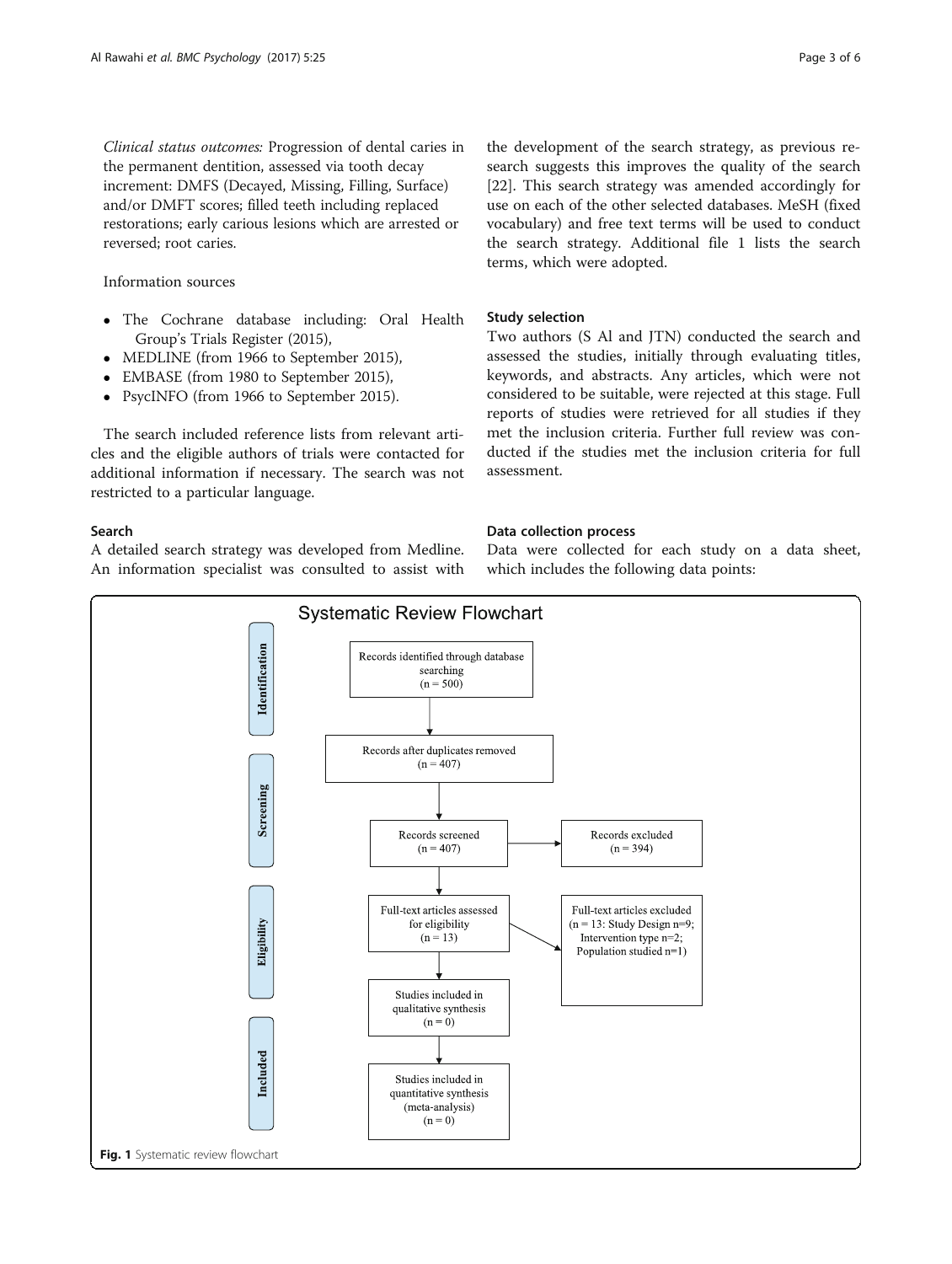*Clinical status outcomes:* Progression of dental caries in the permanent dentition, assessed via tooth decay increment: DMFS (Decayed, Missing, Filling, Surface) and/or DMFT scores; filled teeth including replaced restorations; early carious lesions which are arrested or reversed; root caries.

Information sources

- The Cochrane database including: Oral Health Group's Trials Register (2015),
- MEDLINE (from 1966 to September 2015),
- EMBASE (from 1980 to September 2015),
- PsycINFO (from 1966 to September 2015).

The search included reference lists from relevant articles and the eligible authors of trials were contacted for additional information if necessary. The search was not restricted to a particular language.

### Search

A detailed search strategy was developed from Medline. An information specialist was consulted to assist with the development of the search strategy, as previous research suggests this improves the quality of the search [22]. This search strategy was amended accordingly for use on each of the other selected databases. MeSH (fixed vocabulary) and free text terms will be used to conduct the search strategy. Additional file 1 lists the search terms, which were adopted.

### Study selection

Two authors (S Al and JTN) conducted the search and assessed the studies, initially through evaluating titles, keywords, and abstracts. Any articles, which were not considered to be suitable, were rejected at this stage. Full reports of studies were retrieved for all studies if they met the inclusion criteria. Further full review was conducted if the studies met the inclusion criteria for full assessment.

### Data collection process

Data were collected for each study on a data sheet, which includes the following data points:

Systematic Review Flowchart

Identification: Records identified through database searching (n = 500)

Records after duplicates removed (n = 407)

Screening: Records screened (n = 407) → Records excluded (n = 394)

Eligibility: Full-text articles assessed for eligibility (n = 13) → Full-text articles excluded (n = 13: Study Design n=9; Intervention type n=2; Population studied n=1)

Studies included in qualitative synthesis (n = 0)

Included: Studies included in quantitative synthesis (meta-analysis) (n = 0)

**Fig. 1** Systematic review flowchart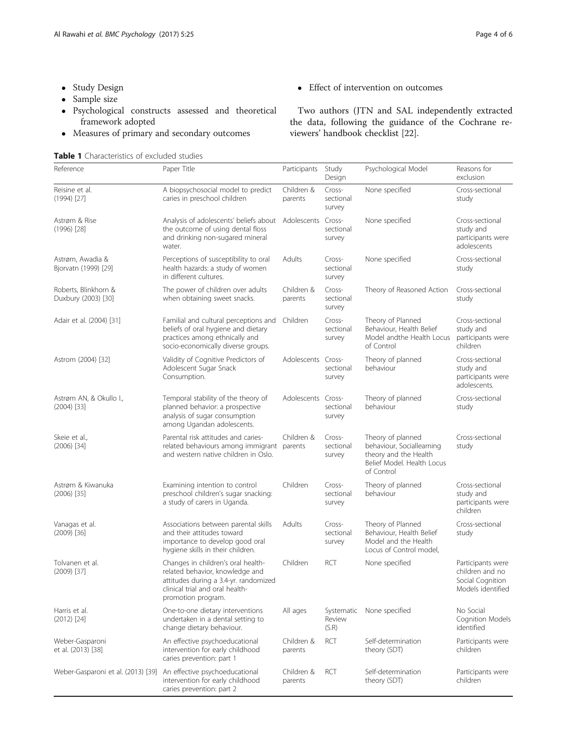- Study Design
- Sample size
- Psychological constructs assessed and theoretical framework adopted
- Measures of primary and secondary outcomes
- Effect of intervention on outcomes

Two authors (JTN and SAL independently extracted the data, following the guidance of the Cochrane reviewers' handbook checklist [22].

**Table 1** Characteristics of excluded studies

| Reference | Paper Title | Participants | Study Design | Psychological Model | Reasons for exclusion |
|---|---|---|---|---|---|
| Reisine et al. (1994) [27] | A biopsychosocial model to predict caries in preschool children | Children & parents | Cross-sectional survey | None specified | Cross-sectional study |
| Astrøm & Rise (1996) [28] | Analysis of adolescents' beliefs about the outcome of using dental floss and drinking non-sugared mineral water. | Adolescents | Cross-sectional survey | None specified | Cross-sectional study and participants were adolescents |
| Astrøm, Awadia & Bjorvatn (1999) [29] | Perceptions of susceptibility to oral health hazards: a study of women in different cultures. | Adults | Cross-sectional survey | None specified | Cross-sectional study |
| Roberts, Blinkhorn & Duxbury (2003) [30] | The power of children over adults when obtaining sweet snacks. | Children & parents | Cross-sectional survey | Theory of Reasoned Action | Cross-sectional study |
| Adair et al. (2004) [31] | Familial and cultural perceptions and beliefs of oral hygiene and dietary practices among ethnically and socio-economically diverse groups. | Children | Cross-sectional survey | Theory of Planned Behaviour, Health Belief Model andthe Health Locus of Control | Cross-sectional study and participants were children |
| Astrom (2004) [32] | Validity of Cognitive Predictors of Adolescent Sugar Snack Consumption. | Adolescents | Cross-sectional survey | Theory of planned behaviour | Cross-sectional study and participants were adolescents. |
| Astrøm AN, & Okullo I., (2004) [33] | Temporal stability of the theory of planned behavior: a prospective analysis of sugar consumption among Ugandan adolescents. | Adolescents | Cross-sectional survey | Theory of planned behaviour | Cross-sectional study |
| Skeie et al., (2006) [34] | Parental risk attitudes and caries-related behaviours among immigrant and western native children in Oslo. | Children & parents | Cross-sectional survey | Theory of planned behaviour, Sociallearning theory and the Health Belief Model. Health Locus of Control | Cross-sectional study |
| Astrøm & Kiwanuka (2006) [35] | Examining intention to control preschool children's sugar snacking: a study of carers in Uganda. | Children | Cross-sectional survey | Theory of planned behaviour | Cross-sectional study and participants were children |
| Vanagas et al. (2009) [36] | Associations between parental skills and their attitudes toward importance to develop good oral hygiene skills in their children. | Adults | Cross-sectional survey | Theory of Planned Behaviour, Health Belief Model and the Health Locus of Control model, | Cross-sectional study |
| Tolvanen et al. (2009) [37] | Changes in children's oral health-related behavior, knowledge and attitudes during a 3.4-yr. randomized clinical trial and oral health-promotion program. | Children | RCT | None specified | Participants were children and no Social Cognition Models identified |
| Harris et al. (2012) [24] | One-to-one dietary interventions undertaken in a dental setting to change dietary behaviour. | All ages | Systematic Review (S.R) | None specified | No Social Cognition Models identified |
| Weber-Gasparoni et al. (2013) [38] | An effective psychoeducational intervention for early childhood caries prevention: part 1 | Children & parents | RCT | Self-determination theory (SDT) | Participants were children |
| Weber-Gasparoni et al. (2013) [39] | An effective psychoeducational intervention for early childhood caries prevention: part 2 | Children & parents | RCT | Self-determination theory (SDT) | Participants were children |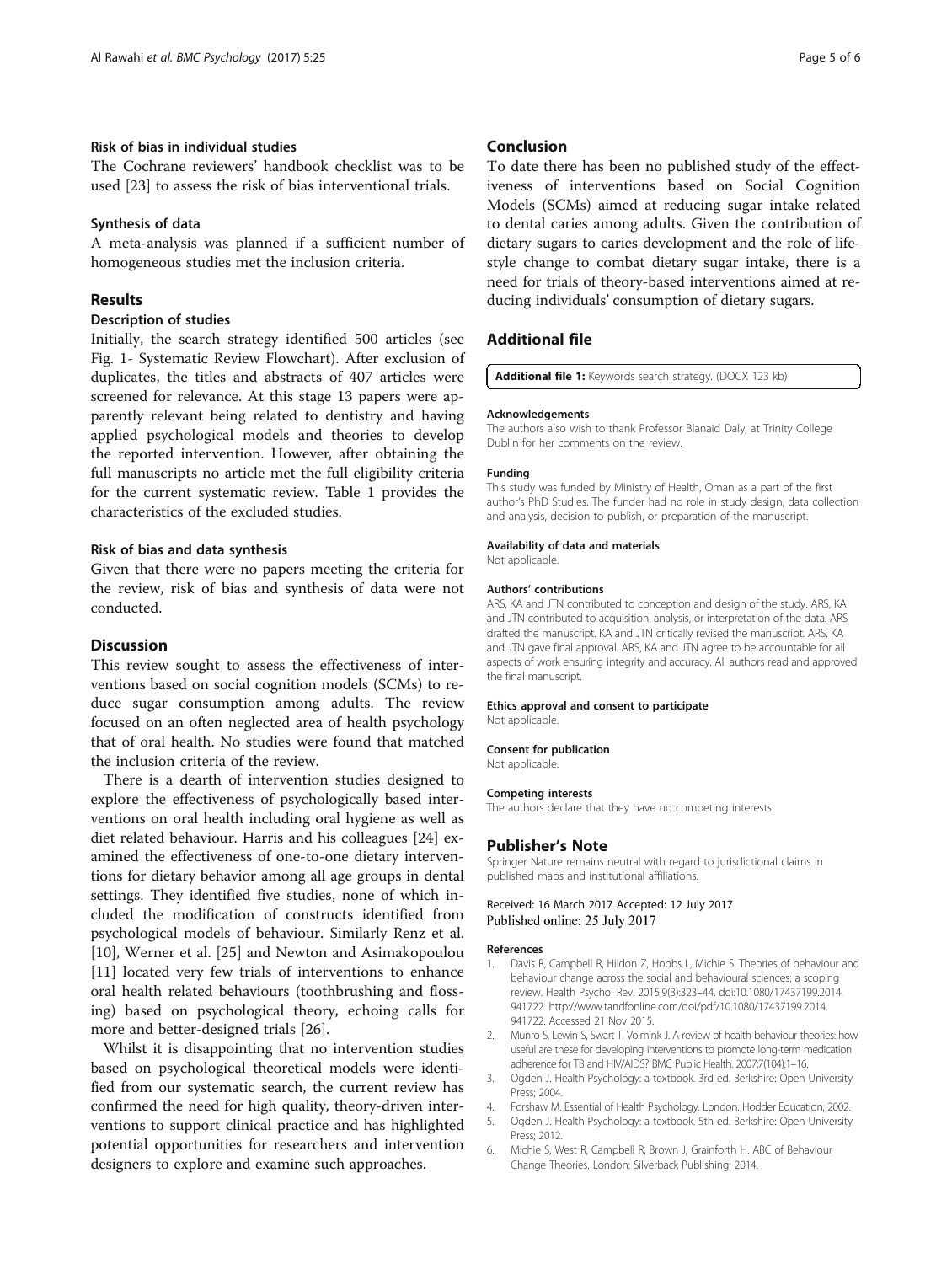### Risk of bias in individual studies

The Cochrane reviewers' handbook checklist was to be used [23] to assess the risk of bias interventional trials.

### Synthesis of data

A meta-analysis was planned if a sufficient number of homogeneous studies met the inclusion criteria.

## Results

### Description of studies

Initially, the search strategy identified 500 articles (see Fig. 1- Systematic Review Flowchart). After exclusion of duplicates, the titles and abstracts of 407 articles were screened for relevance. At this stage 13 papers were apparently relevant being related to dentistry and having applied psychological models and theories to develop the reported intervention. However, after obtaining the full manuscripts no article met the full eligibility criteria for the current systematic review. Table 1 provides the characteristics of the excluded studies.

### Risk of bias and data synthesis

Given that there were no papers meeting the criteria for the review, risk of bias and synthesis of data were not conducted.

## Discussion

This review sought to assess the effectiveness of interventions based on social cognition models (SCMs) to reduce sugar consumption among adults. The review focused on an often neglected area of health psychology that of oral health. No studies were found that matched the inclusion criteria of the review.

There is a dearth of intervention studies designed to explore the effectiveness of psychologically based interventions on oral health including oral hygiene as well as diet related behaviour. Harris and his colleagues [24] examined the effectiveness of one-to-one dietary interventions for dietary behavior among all age groups in dental settings. They identified five studies, none of which included the modification of constructs identified from psychological models of behaviour. Similarly Renz et al. [10], Werner et al. [25] and Newton and Asimakopoulou [11] located very few trials of interventions to enhance oral health related behaviours (toothbrushing and flossing) based on psychological theory, echoing calls for more and better-designed trials [26].

Whilst it is disappointing that no intervention studies based on psychological theoretical models were identified from our systematic search, the current review has confirmed the need for high quality, theory-driven interventions to support clinical practice and has highlighted potential opportunities for researchers and intervention designers to explore and examine such approaches.

## Conclusion

To date there has been no published study of the effectiveness of interventions based on Social Cognition Models (SCMs) aimed at reducing sugar intake related to dental caries among adults. Given the contribution of dietary sugars to caries development and the role of lifestyle change to combat dietary sugar intake, there is a need for trials of theory-based interventions aimed at reducing individuals' consumption of dietary sugars.

## Additional file

**Additional file 1:** Keywords search strategy. (DOCX 123 kb)

#### Acknowledgements

The authors also wish to thank Professor Blanaid Daly, at Trinity College Dublin for her comments on the review.

#### Funding

This study was funded by Ministry of Health, Oman as a part of the first author's PhD Studies. The funder had no role in study design, data collection and analysis, decision to publish, or preparation of the manuscript.

#### Availability of data and materials

Not applicable.

#### Authors' contributions

ARS, KA and JTN contributed to conception and design of the study. ARS, KA and JTN contributed to acquisition, analysis, or interpretation of the data. ARS drafted the manuscript. KA and JTN critically revised the manuscript. ARS, KA and JTN gave final approval. ARS, KA and JTN agree to be accountable for all aspects of work ensuring integrity and accuracy. All authors read and approved the final manuscript.

#### Ethics approval and consent to participate

Not applicable.

#### Consent for publication

Not applicable.

#### Competing interests

The authors declare that they have no competing interests.

## Publisher's Note

Springer Nature remains neutral with regard to jurisdictional claims in published maps and institutional affiliations.

Received: 16 March 2017 Accepted: 12 July 2017
Published online: 25 July 2017

#### References

1. Davis R, Campbell R, Hildon Z, Hobbs L, Michie S. Theories of behaviour and behaviour change across the social and behavioural sciences: a scoping review. Health Psychol Rev. 2015;9(3):323–44. doi:10.1080/17437199.2014.941722. http://www.tandfonline.com/doi/pdf/10.1080/17437199.2014.941722. Accessed 21 Nov 2015.
2. Munro S, Lewin S, Swart T, Volmink J. A review of health behaviour theories: how useful are these for developing interventions to promote long-term medication adherence for TB and HIV/AIDS? BMC Public Health. 2007;7(104):1–16.
3. Ogden J. Health Psychology: a textbook. 3rd ed. Berkshire: Open University Press; 2004.
4. Forshaw M. Essential of Health Psychology. London: Hodder Education; 2002.
5. Ogden J. Health Psychology: a textbook. 5th ed. Berkshire: Open University Press; 2012.
6. Michie S, West R, Campbell R, Brown J, Grainforth H. ABC of Behaviour Change Theories. London: Silverback Publishing; 2014.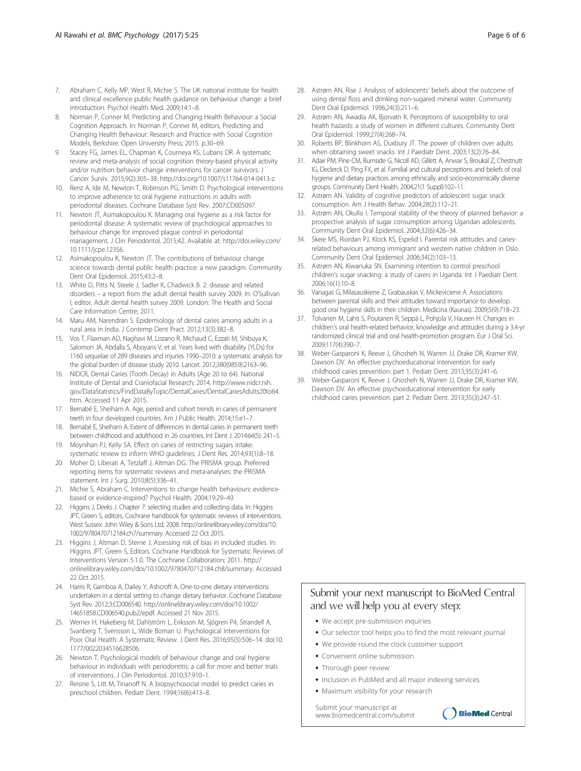7. Abraham C, Kelly MP, West R, Michie S. The UK national institute for health and clinical excellence public health guidance on behaviour change: a brief introduction. Psychol Health Med. 2009;14:1–8.
8. Norman P, Conner M. Predicting and Changing Health Behaviour: a Social Cognition Approach. In: Norman P, Conner M, editors, Predicting and Changing Health Behaviour: Research and Practice with Social Cognition Models, Berkshire: Open University Press; 2015. p.30–69.
9. Stacey FG, James EL, Chapman K, Courneya KS, Lubans DR. A systematic review and meta-analysis of social cognition theory-based physical activity and/or nutrition behavior change interventions for cancer survivors. J Cancer Surviv. 2015;9(2):305–38. http://doi.org/10.1007/s11764-014-0413-z.
10. Renz A, Ide M, Newton T, Robinson PG, Smith D. Psychological interventions to improve adherence to oral hygiene instructions in adults with periodontal diseases. Cochrane Database Syst Rev. 2007:CD005097.
11. Newton JT, Asimakopoulou K. Managing oral hygiene as a risk factor for periodontal disease: A systematic review of psychological approaches to behaviour change for improved plaque control in periodontal management. J Clin Periodontol. 2015;42. Available at: http://doi.wiley.com/10.1111/jcpe.12356.
12. Asimakopoulou K, Newton JT. The contributions of behaviour change science towards dental public health practice: a new paradigm. Community Dent Oral Epidemiol. 2015;43:2–8.
13. White D, Pitts N, Steele J, Sadler K, Chadwick B. 2: disease and related disorders – a report from the adult dental health survey 2009. In: O'Sullivan I, editor. Adult dental health survey 2009. London: The Health and Social Care Information Centre; 2011.
14. Maru AM, Narendran S. Epidemiology of dental caries among adults in a rural area in India. J Contemp Dent Pract. 2012;13(3):382–8.
15. Vos T, Flaxman AD, Naghavi M, Lozano R, Michaud C, Ezzati M, Shibuya K, Salomon JA, Abdalla S, Aboyans V, et al. Years lived with disability (YLDs) for 1160 sequelae of 289 diseases and injuries 1990–2010: a systematic analysis for the global burden of disease study 2010. Lancet. 2012;380(9859):2163–96.
16. NIDCR, Dental Caries (Tooth Decay) in Adults (Age 20 to 64). National Institute of Dental and Craniofacial Research; 2014. http://www.nidcr.nih.gov/DataStatistics/FindDataByTopic/DentalCaries/DentalCariesAdults20to64.htm. Accessed 11 Apr 2015.
17. Bernabé E, Sheiham A. Age, period and cohort trends in caries of permanent teeth in four developed countries. Am J Public Health. 2014;15:e1–7.
18. Bernabé E, Sheiham A. Extent of differences in dental caries in permanent teeth between childhood and adulthood in 26 countries. Int Dent J. 2014:64(5): 241–5.
19. Moynihan PJ, Kelly SA. Effect on caries of restricting sugars intake: systematic review to inform WHO guidelines. J Dent Res. 2014;93(1):8–18.
20. Moher D, Liberati A, Tetzlaff J, Altman DG. The PRISMA group. Preferred reporting items for systematic reviews and meta-analyses: the PRISMA statement. Int J Surg. 2010;8(5):336–41.
21. Michie S, Abraham C. Interventions to change health behaviours: evidence-based or evidence-inspired? Psychol Health. 2004;19:29–49.
22. Higgins J, Deeks J. Chapter 7: selecting studies and collecting data. In: Higgins JPT, Green S, editors. Cochrane handbook for systematic reviews of interventions. West Sussex: John Wiley & Sons Ltd; 2008. http://onlinelibrary.wiley.com/doi/10.1002/9780470712184.ch7/summary. Accessed 22 Oct 2015.
23. Higgins J, Altman D, Sterne J. Assessing risk of bias in included studies. In: Higgins JPT, Green S, Editors. Cochrane Handbook for Systematic Reviews of Interventions Version 5.1.0. The Cochrane Collaboration; 2011. http://onlinelibrary.wiley.com/doi/10.1002/9780470712184.ch8/summary. Accessed 22 Oct 2015.
24. Harris R, Gamboa A, Dailey Y, Ashcroft A. One-to-one dietary interventions undertaken in a dental setting to change dietary behavior. Cochrane Database Syst Rev. 2012;3:CD006540. http://onlinelibrary.wiley.com/doi/10.1002/14651858.CD006540.pub2/epdf. Accessed 21 Nov 2015.
25. Werner H, Hakeberg M, Dahlström L, Eriksson M, Sjögren P4, Strandell A, Svanberg T, Svensson L, Wide Boman U. Psychological Interventions for Poor Oral Health: A Systematic Review. J Dent Res. 2016;95(5):506–14. doi:10.1177/0022034516628506.
26. Newton T. Psychological models of behaviour change and oral hygiene behaviour in individuals with periodontitis: a call for more and better trials of interventions. J Clin Periodontol. 2010;37:910–1.
27. Reisine S, Litt M, Tinanoff N. A biopsychosocial model to predict caries in preschool children. Pediatr Dent. 1994;16(6):413–8.
28. Astrøm AN, Rise J. Analysis of adolescents' beliefs about the outcome of using dental floss and drinking non-sugared mineral water. Community Dent Oral Epidemiol. 1996;24(3):211–6.
29. Astrøm AN, Awadia AK, Bjorvatn K. Perceptions of susceptibility to oral health hazards: a study of women in different cultures. Community Dent Oral Epidemiol. 1999;27(4):268–74.
30. Roberts BP, Blinkhorn AS, Duxbury JT. The power of children over adults when obtaining sweet snacks. Int J Paediatr Dent. 2003;13(2):76–84.
31. Adair PM, Pine CM, Burnside G, Nicoll AD, Gillett A, Anwar S, Broukal Z, Chestnutt IG, Declerck D, Ping FX, et al. Familial and cultural perceptions and beliefs of oral hygiene and dietary practices among ethnically and socio-economically diverse groups. Community Dent Health. 2004;21(1 Suppl):102–11.
32. Astrøm AN. Validity of cognitive predictors of adolescent sugar snack consumption. Am J Health Behav. 2004;28(2):112–21.
33. Astrøm AN, Okullo I. Temporal stability of the theory of planned behavior: a prospective analysis of sugar consumption among Ugandan adolescents. Community Dent Oral Epidemiol. 2004;32(6):426–34.
34. Skeie MS, Riordan PJ, Klock KS, Espelid I. Parental risk attitudes and caries-related behaviours among immigrant and western native children in Oslo. Community Dent Oral Epidemiol. 2006;34(2):103–13.
35. Astrøm AN, Kiwanuka SN. Examining intention to control preschool children's sugar snacking: a study of carers in Uganda. Int J Paediatr Dent. 2006;16(1):10–8.
36. Vanagas G, Milasauskiene Z, Grabauskas V, Mickeviciene A. Associations between parental skills and their attitudes toward importance to develop good oral hygiene skills in their children. Medicina (Kaunas). 2009;5(9):718–23.
37. Tolvanen M, Lahti S, Poutanen R, Seppä L, Pohjola V, Hausen H. Changes in children's oral health-related behavior, knowledge and attitudes during a 3.4-yr randomized clinical trial and oral health-promotion program. Eur J Oral Sci. 2009;117(4):390–7.
38. Weber-Gasparoni K, Reeve J, Ghosheh N, Warren JJ, Drake DR, Kramer KW, Dawson DV. An effective psychoeducational intervention for early childhood caries prevention: part 1. Pediatr Dent. 2013;35(3):241–6.
39. Weber-Gasparoni K, Reeve J, Ghosheh N, Warren JJ, Drake DR, Kramer KW, Dawson DV. An effective psychoeducational intervention for early childhood caries prevention: part 2. Pediatr Dent. 2013;35(3):247–51.

Submit your next manuscript to BioMed Central and we will help you at every step:

- We accept pre-submission inquiries
- Our selector tool helps you to find the most relevant journal
- We provide round the clock customer support
- Convenient online submission
- Thorough peer review
- Inclusion in PubMed and all major indexing services
- Maximum visibility for your research

Submit your manuscript at www.biomedcentral.com/submit

BioMed Central